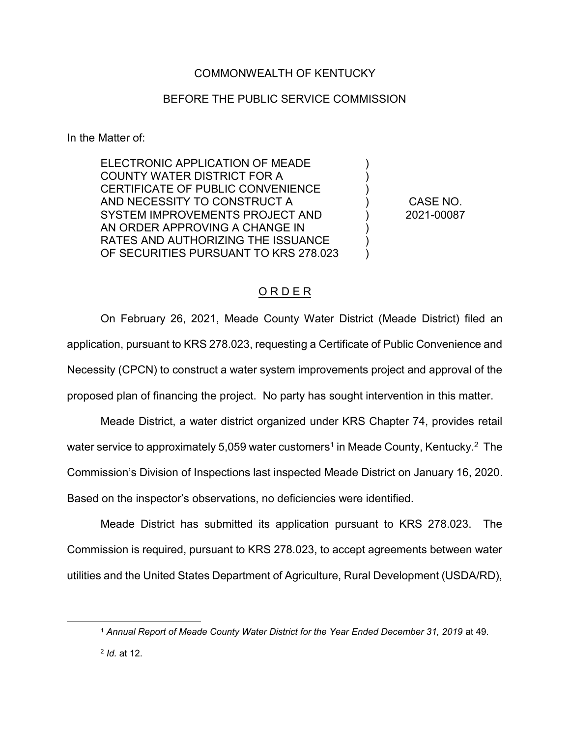COMMONWEALTH OF KENTUCKY

BEFORE THE PUBLIC SERVICE COMMISSION

In the Matter of:

| | | |
|---|---|---|
| ELECTRONIC APPLICATION OF MEADE COUNTY WATER DISTRICT FOR A CERTIFICATE OF PUBLIC CONVENIENCE AND NECESSITY TO CONSTRUCT A SYSTEM IMPROVEMENTS PROJECT AND AN ORDER APPROVING A CHANGE IN RATES AND AUTHORIZING THE ISSUANCE OF SECURITIES PURSUANT TO KRS 278.023 | ) | CASE NO. 2021-00087 |

## O R D E R

On February 26, 2021, Meade County Water District (Meade District) filed an application, pursuant to KRS 278.023, requesting a Certificate of Public Convenience and Necessity (CPCN) to construct a water system improvements project and approval of the proposed plan of financing the project. No party has sought intervention in this matter.

Meade District, a water district organized under KRS Chapter 74, provides retail water service to approximately 5,059 water customers[1] in Meade County, Kentucky.[2] The Commission's Division of Inspections last inspected Meade District on January 16, 2020. Based on the inspector's observations, no deficiencies were identified.

Meade District has submitted its application pursuant to KRS 278.023. The Commission is required, pursuant to KRS 278.023, to accept agreements between water utilities and the United States Department of Agriculture, Rural Development (USDA/RD),

---

[1] *Annual Report of Meade County Water District for the Year Ended December 31, 2019* at 49.

[2] *Id.* at 12.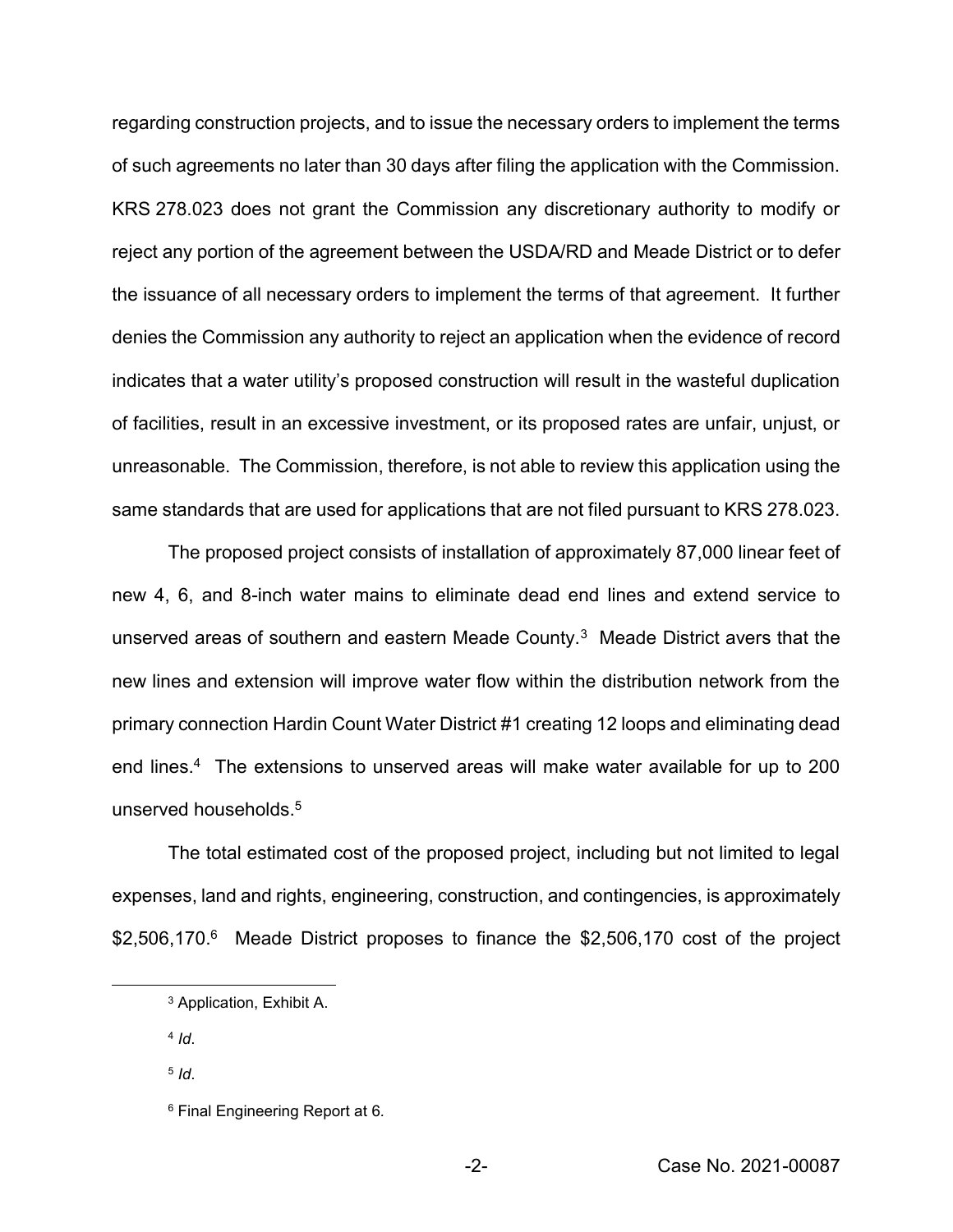regarding construction projects, and to issue the necessary orders to implement the terms of such agreements no later than 30 days after filing the application with the Commission. KRS 278.023 does not grant the Commission any discretionary authority to modify or reject any portion of the agreement between the USDA/RD and Meade District or to defer the issuance of all necessary orders to implement the terms of that agreement. It further denies the Commission any authority to reject an application when the evidence of record indicates that a water utility's proposed construction will result in the wasteful duplication of facilities, result in an excessive investment, or its proposed rates are unfair, unjust, or unreasonable. The Commission, therefore, is not able to review this application using the same standards that are used for applications that are not filed pursuant to KRS 278.023.

The proposed project consists of installation of approximately 87,000 linear feet of new 4, 6, and 8-inch water mains to eliminate dead end lines and extend service to unserved areas of southern and eastern Meade County.[3] Meade District avers that the new lines and extension will improve water flow within the distribution network from the primary connection Hardin Count Water District #1 creating 12 loops and eliminating dead end lines.[4] The extensions to unserved areas will make water available for up to 200 unserved households.[5]

The total estimated cost of the proposed project, including but not limited to legal expenses, land and rights, engineering, construction, and contingencies, is approximately $2,506,170.[6] Meade District proposes to finance the $2,506,170 cost of the project

---

[3] Application, Exhibit A.

[4] *Id*.

[5] *Id*.

[6] Final Engineering Report at 6.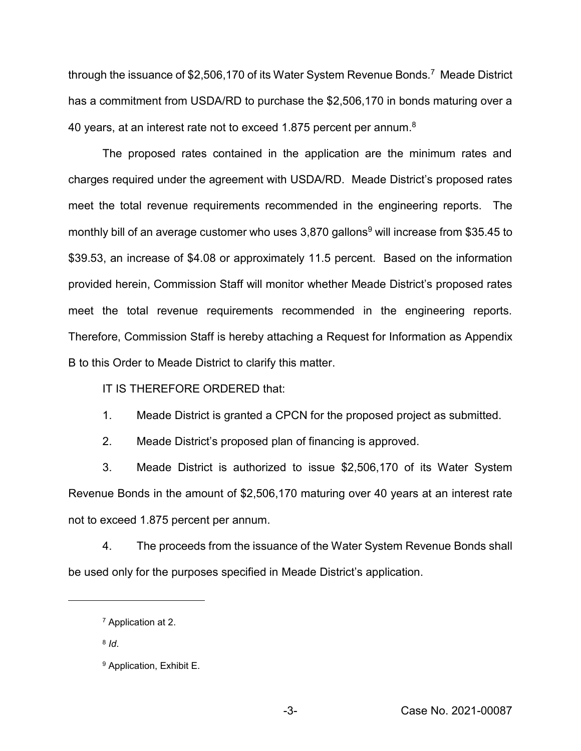through the issuance of $2,506,170 of its Water System Revenue Bonds.[7] Meade District has a commitment from USDA/RD to purchase the $2,506,170 in bonds maturing over a 40 years, at an interest rate not to exceed 1.875 percent per annum.[8]

The proposed rates contained in the application are the minimum rates and charges required under the agreement with USDA/RD. Meade District's proposed rates meet the total revenue requirements recommended in the engineering reports. The monthly bill of an average customer who uses 3,870 gallons[9] will increase from $35.45 to $39.53, an increase of $4.08 or approximately 11.5 percent. Based on the information provided herein, Commission Staff will monitor whether Meade District's proposed rates meet the total revenue requirements recommended in the engineering reports. Therefore, Commission Staff is hereby attaching a Request for Information as Appendix B to this Order to Meade District to clarify this matter.

IT IS THEREFORE ORDERED that:

1. Meade District is granted a CPCN for the proposed project as submitted.

2. Meade District's proposed plan of financing is approved.

3. Meade District is authorized to issue $2,506,170 of its Water System Revenue Bonds in the amount of $2,506,170 maturing over 40 years at an interest rate not to exceed 1.875 percent per annum.

4. The proceeds from the issuance of the Water System Revenue Bonds shall be used only for the purposes specified in Meade District's application.

---

[7] Application at 2.

[8] *Id*.

[9] Application, Exhibit E.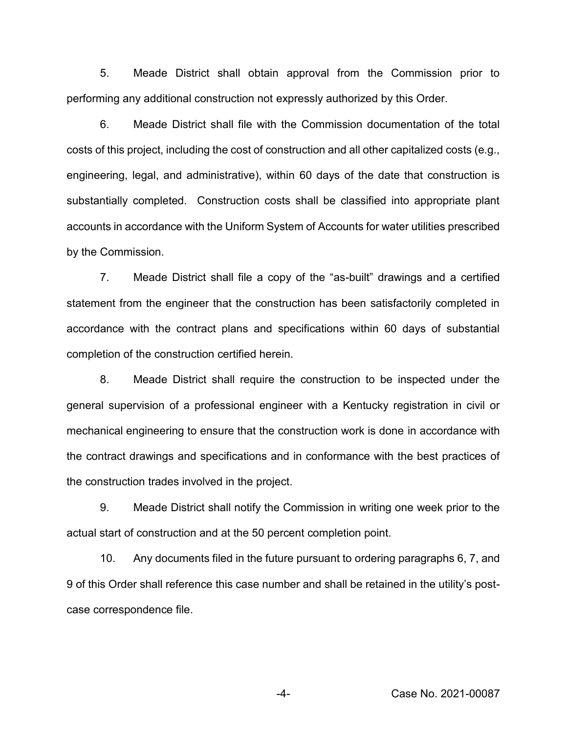5. Meade District shall obtain approval from the Commission prior to performing any additional construction not expressly authorized by this Order.

6. Meade District shall file with the Commission documentation of the total costs of this project, including the cost of construction and all other capitalized costs (e.g., engineering, legal, and administrative), within 60 days of the date that construction is substantially completed. Construction costs shall be classified into appropriate plant accounts in accordance with the Uniform System of Accounts for water utilities prescribed by the Commission.

7. Meade District shall file a copy of the "as-built" drawings and a certified statement from the engineer that the construction has been satisfactorily completed in accordance with the contract plans and specifications within 60 days of substantial completion of the construction certified herein.

8. Meade District shall require the construction to be inspected under the general supervision of a professional engineer with a Kentucky registration in civil or mechanical engineering to ensure that the construction work is done in accordance with the contract drawings and specifications and in conformance with the best practices of the construction trades involved in the project.

9. Meade District shall notify the Commission in writing one week prior to the actual start of construction and at the 50 percent completion point.

10. Any documents filed in the future pursuant to ordering paragraphs 6, 7, and 9 of this Order shall reference this case number and shall be retained in the utility's post-case correspondence file.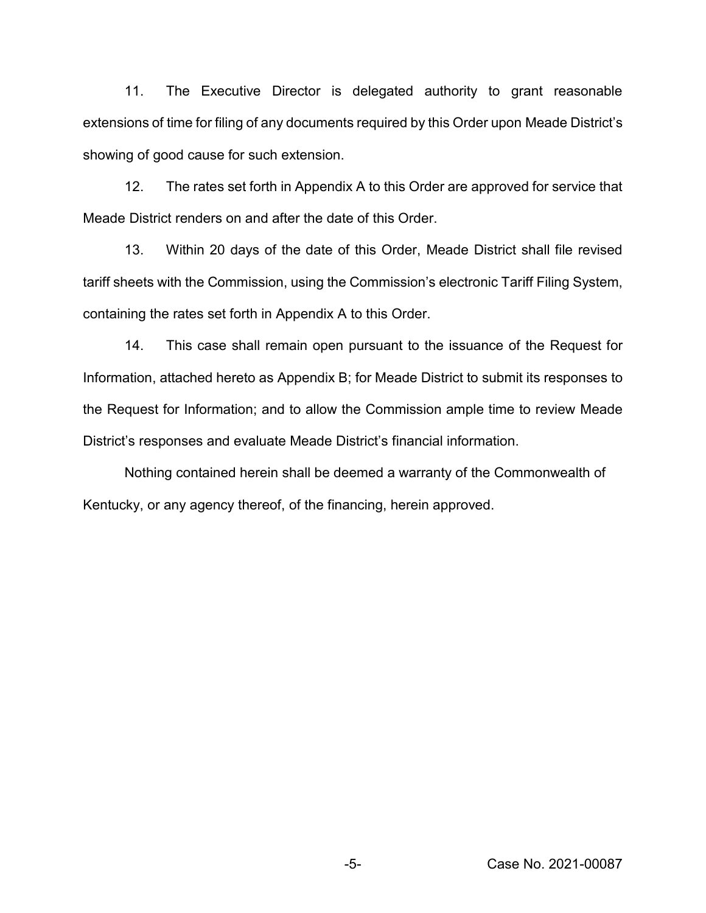11. The Executive Director is delegated authority to grant reasonable extensions of time for filing of any documents required by this Order upon Meade District's showing of good cause for such extension.

12. The rates set forth in Appendix A to this Order are approved for service that Meade District renders on and after the date of this Order.

13. Within 20 days of the date of this Order, Meade District shall file revised tariff sheets with the Commission, using the Commission's electronic Tariff Filing System, containing the rates set forth in Appendix A to this Order.

14. This case shall remain open pursuant to the issuance of the Request for Information, attached hereto as Appendix B; for Meade District to submit its responses to the Request for Information; and to allow the Commission ample time to review Meade District's responses and evaluate Meade District's financial information.

Nothing contained herein shall be deemed a warranty of the Commonwealth of Kentucky, or any agency thereof, of the financing, herein approved.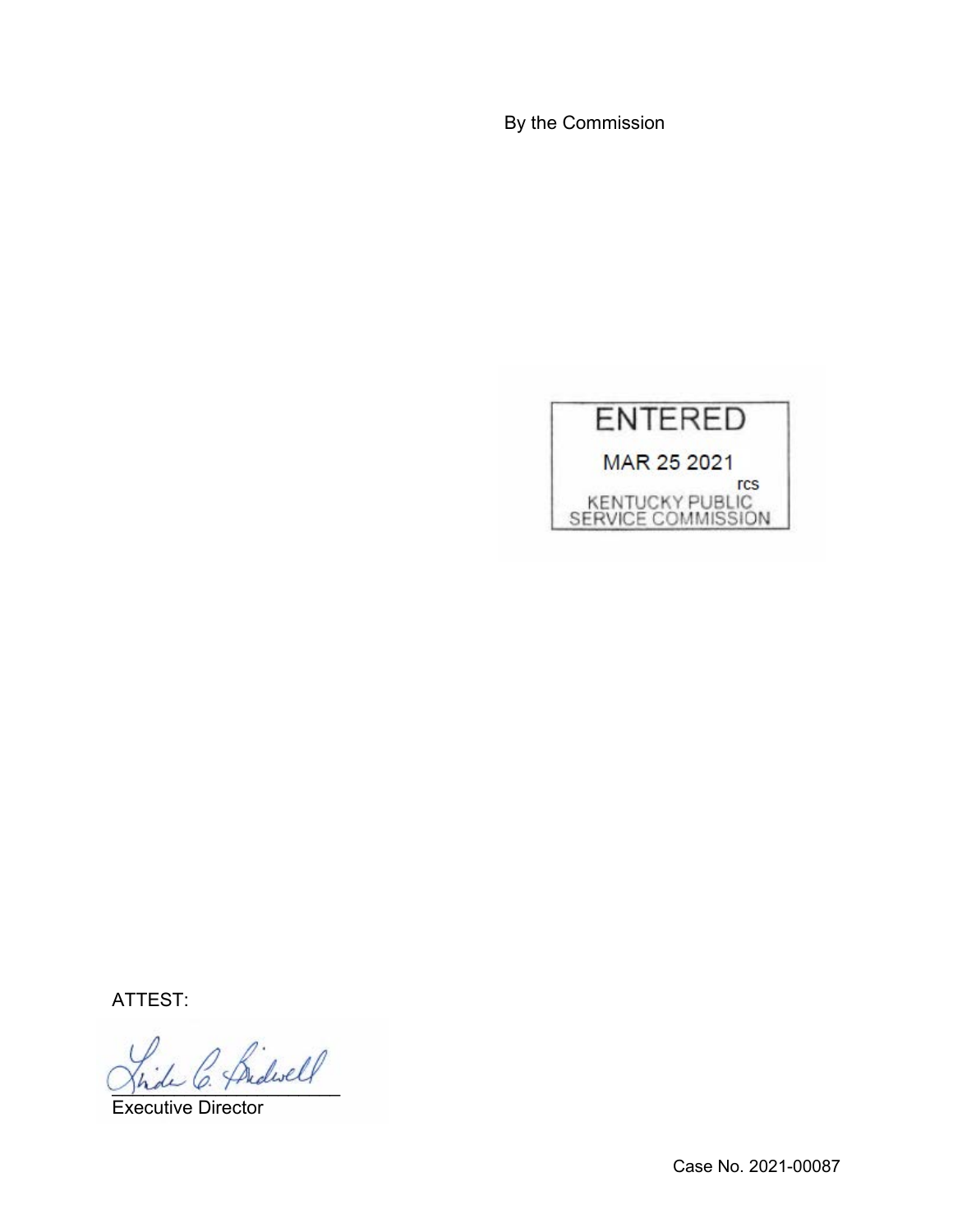By the Commission

ENTERED

MAR 25 2021

rcs

KENTUCKY PUBLIC SERVICE COMMISSION

ATTEST:

Executive Director

Case No. 2021-00087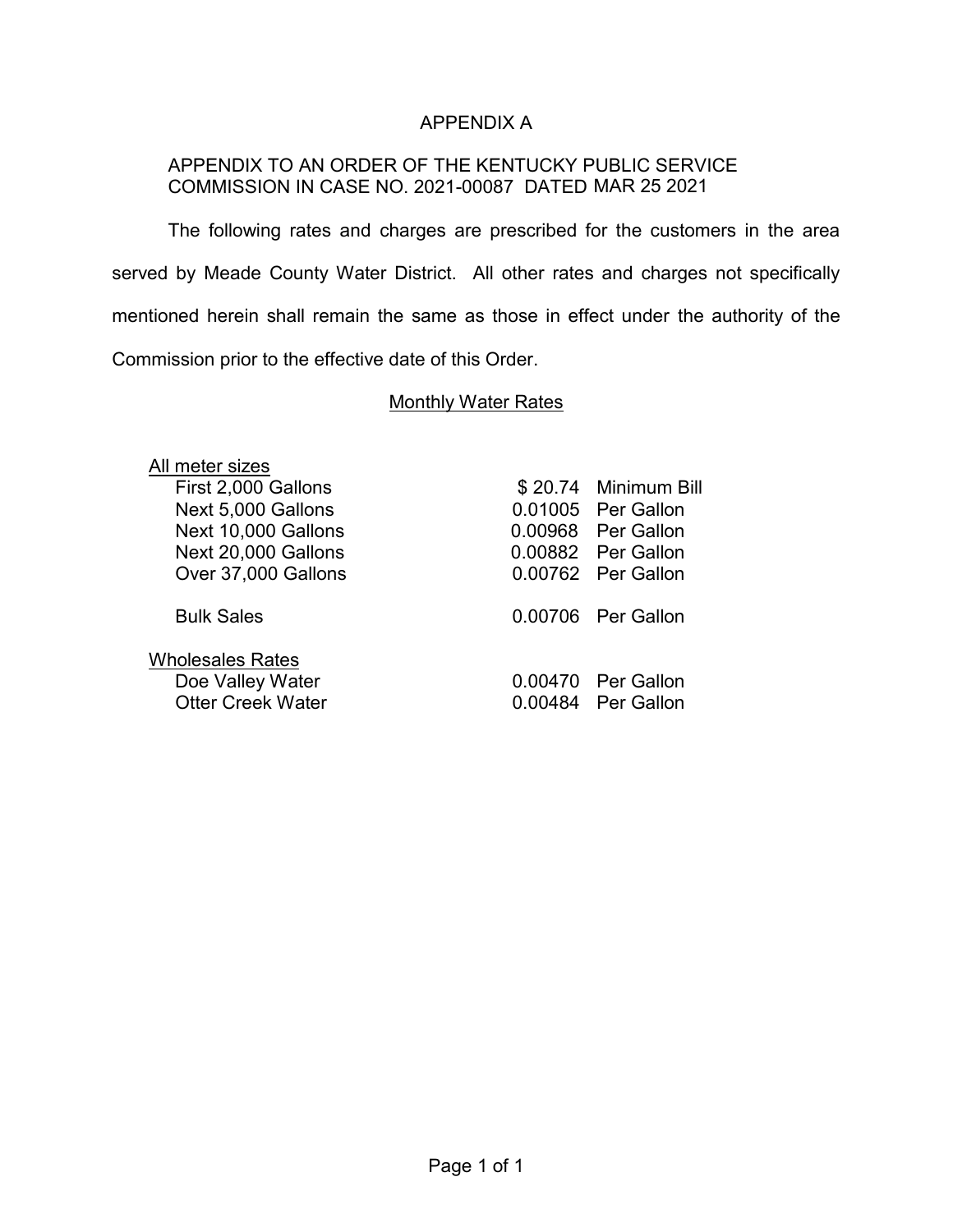# APPENDIX A

APPENDIX TO AN ORDER OF THE KENTUCKY PUBLIC SERVICE COMMISSION IN CASE NO. 2021-00087 DATED MAR 25 2021

The following rates and charges are prescribed for the customers in the area served by Meade County Water District. All other rates and charges not specifically mentioned herein shall remain the same as those in effect under the authority of the Commission prior to the effective date of this Order.

## Monthly Water Rates

| All meter sizes | | |
|---|---|---|
| First 2,000 Gallons | $ 20.74 | Minimum Bill |
| Next 5,000 Gallons | 0.01005 | Per Gallon |
| Next 10,000 Gallons | 0.00968 | Per Gallon |
| Next 20,000 Gallons | 0.00882 | Per Gallon |
| Over 37,000 Gallons | 0.00762 | Per Gallon |
| Bulk Sales | 0.00706 | Per Gallon |
| **Wholesales Rates** | | |
| Doe Valley Water | 0.00470 | Per Gallon |
| Otter Creek Water | 0.00484 | Per Gallon |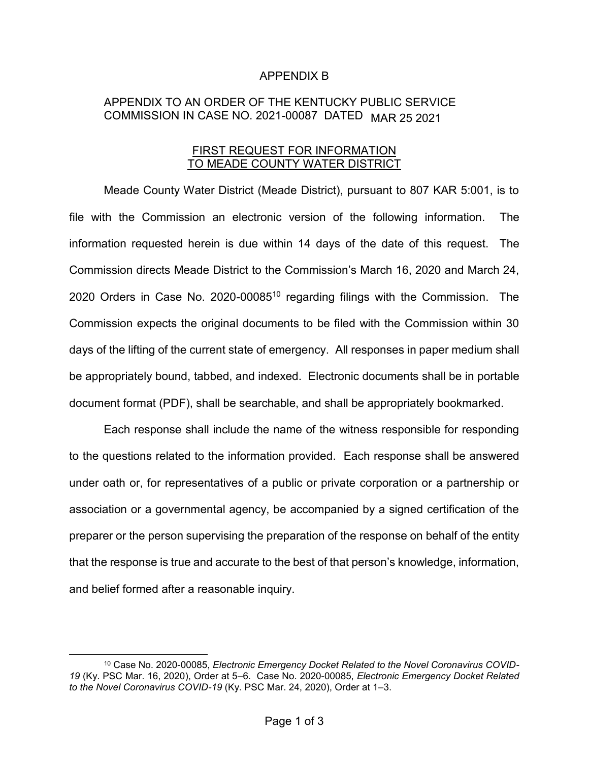APPENDIX B

APPENDIX TO AN ORDER OF THE KENTUCKY PUBLIC SERVICE COMMISSION IN CASE NO. 2021-00087 DATED MAR 25 2021

FIRST REQUEST FOR INFORMATION TO MEADE COUNTY WATER DISTRICT

Meade County Water District (Meade District), pursuant to 807 KAR 5:001, is to file with the Commission an electronic version of the following information. The information requested herein is due within 14 days of the date of this request. The Commission directs Meade District to the Commission's March 16, 2020 and March 24, 2020 Orders in Case No. 2020-00085[10] regarding filings with the Commission. The Commission expects the original documents to be filed with the Commission within 30 days of the lifting of the current state of emergency. All responses in paper medium shall be appropriately bound, tabbed, and indexed. Electronic documents shall be in portable document format (PDF), shall be searchable, and shall be appropriately bookmarked.

Each response shall include the name of the witness responsible for responding to the questions related to the information provided. Each response shall be answered under oath or, for representatives of a public or private corporation or a partnership or association or a governmental agency, be accompanied by a signed certification of the preparer or the person supervising the preparation of the response on behalf of the entity that the response is true and accurate to the best of that person's knowledge, information, and belief formed after a reasonable inquiry.

---

[10] Case No. 2020-00085, *Electronic Emergency Docket Related to the Novel Coronavirus COVID-19* (Ky. PSC Mar. 16, 2020), Order at 5–6. Case No. 2020-00085, *Electronic Emergency Docket Related to the Novel Coronavirus COVID-19* (Ky. PSC Mar. 24, 2020), Order at 1–3.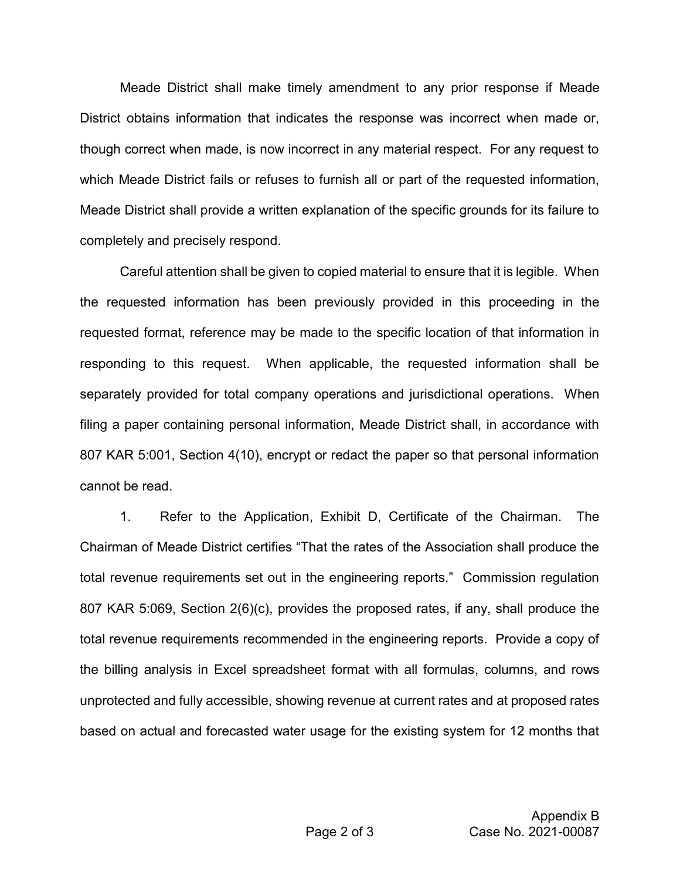Meade District shall make timely amendment to any prior response if Meade District obtains information that indicates the response was incorrect when made or, though correct when made, is now incorrect in any material respect. For any request to which Meade District fails or refuses to furnish all or part of the requested information, Meade District shall provide a written explanation of the specific grounds for its failure to completely and precisely respond.

Careful attention shall be given to copied material to ensure that it is legible. When the requested information has been previously provided in this proceeding in the requested format, reference may be made to the specific location of that information in responding to this request. When applicable, the requested information shall be separately provided for total company operations and jurisdictional operations. When filing a paper containing personal information, Meade District shall, in accordance with 807 KAR 5:001, Section 4(10), encrypt or redact the paper so that personal information cannot be read.

1. Refer to the Application, Exhibit D, Certificate of the Chairman. The Chairman of Meade District certifies "That the rates of the Association shall produce the total revenue requirements set out in the engineering reports." Commission regulation 807 KAR 5:069, Section 2(6)(c), provides the proposed rates, if any, shall produce the total revenue requirements recommended in the engineering reports. Provide a copy of the billing analysis in Excel spreadsheet format with all formulas, columns, and rows unprotected and fully accessible, showing revenue at current rates and at proposed rates based on actual and forecasted water usage for the existing system for 12 months that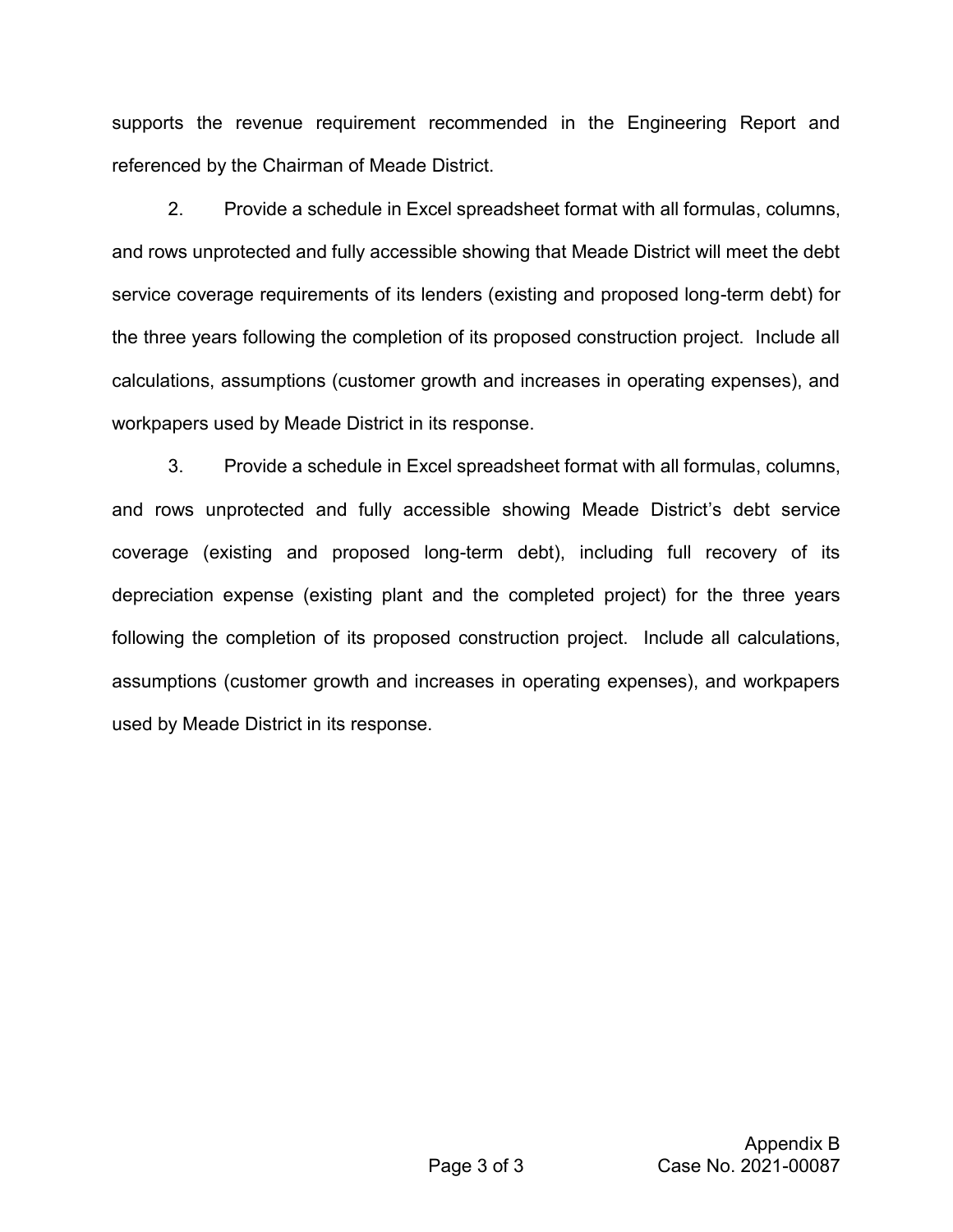supports the revenue requirement recommended in the Engineering Report and referenced by the Chairman of Meade District.

2. Provide a schedule in Excel spreadsheet format with all formulas, columns, and rows unprotected and fully accessible showing that Meade District will meet the debt service coverage requirements of its lenders (existing and proposed long-term debt) for the three years following the completion of its proposed construction project. Include all calculations, assumptions (customer growth and increases in operating expenses), and workpapers used by Meade District in its response.

3. Provide a schedule in Excel spreadsheet format with all formulas, columns, and rows unprotected and fully accessible showing Meade District's debt service coverage (existing and proposed long-term debt), including full recovery of its depreciation expense (existing plant and the completed project) for the three years following the completion of its proposed construction project. Include all calculations, assumptions (customer growth and increases in operating expenses), and workpapers used by Meade District in its response.

Appendix B
Case No. 2021-00087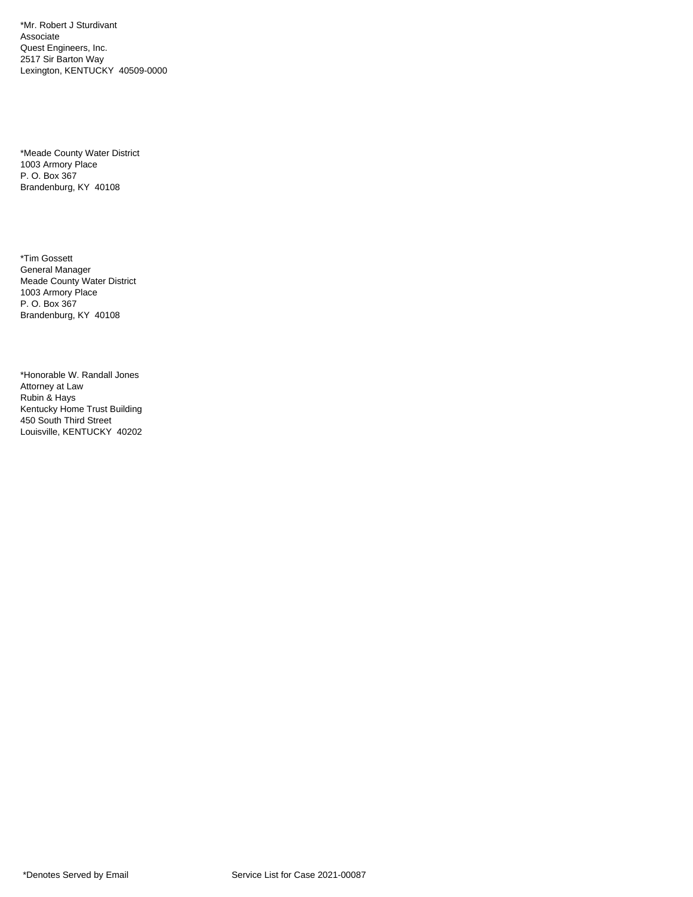*Mr. Robert J Sturdivant
Associate
Quest Engineers, Inc.
2517 Sir Barton Way
Lexington, KENTUCKY  40509-0000

*Meade County Water District
1003 Armory Place
P. O. Box 367
Brandenburg, KY  40108

*Tim Gossett
General Manager
Meade County Water District
1003 Armory Place
P. O. Box 367
Brandenburg, KY  40108

*Honorable W. Randall Jones
Attorney at Law
Rubin & Hays
Kentucky Home Trust Building
450 South Third Street
Louisville, KENTUCKY  40202

*Denotes Served by Email

Service List for Case 2021-00087